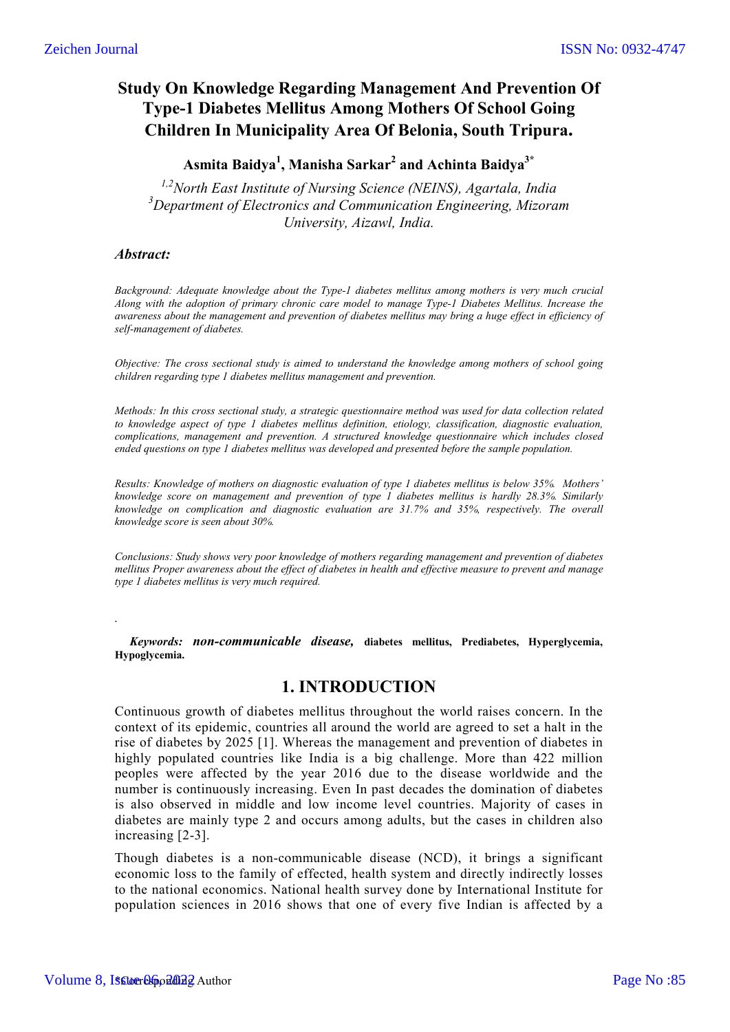# Study On Knowledge Regarding Management And Prevention Of Type-1 Diabetes Mellitus Among Mothers Of School Going Children In Municipality Area Of Belonia, South Tripura.

**Asmita Baidya[1], Manisha Sarkar[2] and Achinta Baidya[3*]**

*[1,2]North East Institute of Nursing Science (NEINS), Agartala, India*
*[3]Department of Electronics and Communication Engineering, Mizoram University, Aizawl, India.*

### *Abstract:*

*Background: Adequate knowledge about the Type-1 diabetes mellitus among mothers is very much crucial Along with the adoption of primary chronic care model to manage Type-1 Diabetes Mellitus. Increase the awareness about the management and prevention of diabetes mellitus may bring a huge effect in efficiency of self-management of diabetes.*

*Objective: The cross sectional study is aimed to understand the knowledge among mothers of school going children regarding type 1 diabetes mellitus management and prevention.*

*Methods: In this cross sectional study, a strategic questionnaire method was used for data collection related to knowledge aspect of type 1 diabetes mellitus definition, etiology, classification, diagnostic evaluation, complications, management and prevention. A structured knowledge questionnaire which includes closed ended questions on type 1 diabetes mellitus was developed and presented before the sample population.*

*Results: Knowledge of mothers on diagnostic evaluation of type 1 diabetes mellitus is below 35%. Mothers' knowledge score on management and prevention of type 1 diabetes mellitus is hardly 28.3%. Similarly knowledge on complication and diagnostic evaluation are 31.7% and 35%, respectively. The overall knowledge score is seen about 30%.*

*Conclusions: Study shows very poor knowledge of mothers regarding management and prevention of diabetes mellitus Proper awareness about the effect of diabetes in health and effective measure to prevent and manage type 1 diabetes mellitus is very much required.*

.

***Keywords:*** ***non-communicable disease,*** **diabetes mellitus, Prediabetes, Hyperglycemia, Hypoglycemia.**

## 1. INTRODUCTION

Continuous growth of diabetes mellitus throughout the world raises concern. In the context of its epidemic, countries all around the world are agreed to set a halt in the rise of diabetes by 2025 [1]. Whereas the management and prevention of diabetes in highly populated countries like India is a big challenge. More than 422 million peoples were affected by the year 2016 due to the disease worldwide and the number is continuously increasing. Even In past decades the domination of diabetes is also observed in middle and low income level countries. Majority of cases in diabetes are mainly type 2 and occurs among adults, but the cases in children also increasing [2-3].

Though diabetes is a non-communicable disease (NCD), it brings a significant economic loss to the family of effected, health system and directly indirectly losses to the national economics. National health survey done by International Institute for population sciences in 2016 shows that one of every five Indian is affected by a

*Corresponding Author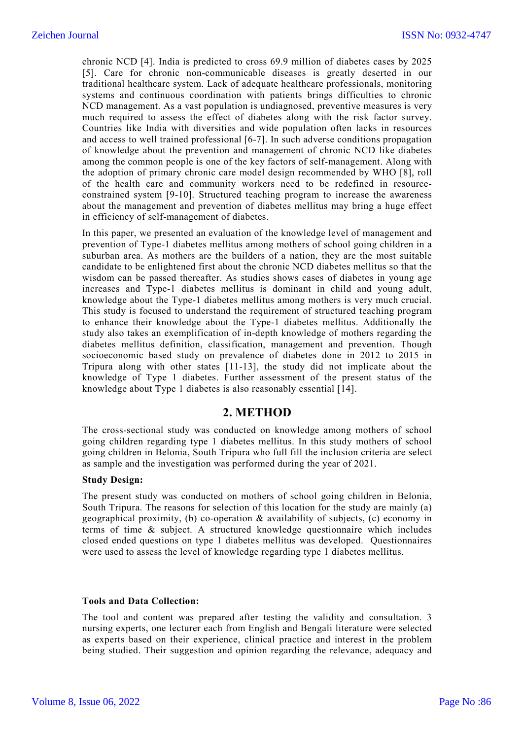chronic NCD [4]. India is predicted to cross 69.9 million of diabetes cases by 2025 [5]. Care for chronic non-communicable diseases is greatly deserted in our traditional healthcare system. Lack of adequate healthcare professionals, monitoring systems and continuous coordination with patients brings difficulties to chronic NCD management. As a vast population is undiagnosed, preventive measures is very much required to assess the effect of diabetes along with the risk factor survey. Countries like India with diversities and wide population often lacks in resources and access to well trained professional [6-7]. In such adverse conditions propagation of knowledge about the prevention and management of chronic NCD like diabetes among the common people is one of the key factors of self-management. Along with the adoption of primary chronic care model design recommended by WHO [8], roll of the health care and community workers need to be redefined in resource-constrained system [9-10]. Structured teaching program to increase the awareness about the management and prevention of diabetes mellitus may bring a huge effect in efficiency of self-management of diabetes.

In this paper, we presented an evaluation of the knowledge level of management and prevention of Type-1 diabetes mellitus among mothers of school going children in a suburban area. As mothers are the builders of a nation, they are the most suitable candidate to be enlightened first about the chronic NCD diabetes mellitus so that the wisdom can be passed thereafter. As studies shows cases of diabetes in young age increases and Type-1 diabetes mellitus is dominant in child and young adult, knowledge about the Type-1 diabetes mellitus among mothers is very much crucial. This study is focused to understand the requirement of structured teaching program to enhance their knowledge about the Type-1 diabetes mellitus. Additionally the study also takes an exemplification of in-depth knowledge of mothers regarding the diabetes mellitus definition, classification, management and prevention. Though socioeconomic based study on prevalence of diabetes done in 2012 to 2015 in Tripura along with other states [11-13], the study did not implicate about the knowledge of Type 1 diabetes. Further assessment of the present status of the knowledge about Type 1 diabetes is also reasonably essential [14].

## 2. METHOD

The cross-sectional study was conducted on knowledge among mothers of school going children regarding type 1 diabetes mellitus. In this study mothers of school going children in Belonia, South Tripura who full fill the inclusion criteria are select as sample and the investigation was performed during the year of 2021.

**Study Design:**

The present study was conducted on mothers of school going children in Belonia, South Tripura. The reasons for selection of this location for the study are mainly (a) geographical proximity, (b) co-operation & availability of subjects, (c) economy in terms of time & subject. A structured knowledge questionnaire which includes closed ended questions on type 1 diabetes mellitus was developed. Questionnaires were used to assess the level of knowledge regarding type 1 diabetes mellitus.

**Tools and Data Collection:**

The tool and content was prepared after testing the validity and consultation. 3 nursing experts, one lecturer each from English and Bengali literature were selected as experts based on their experience, clinical practice and interest in the problem being studied. Their suggestion and opinion regarding the relevance, adequacy and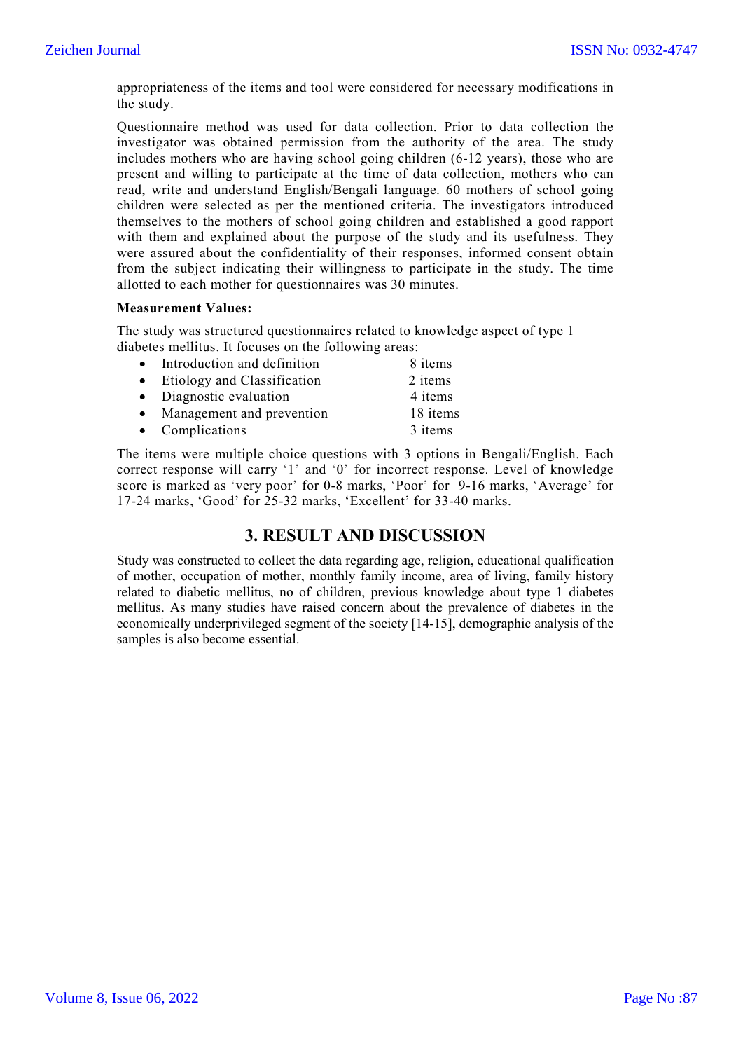appropriateness of the items and tool were considered for necessary modifications in the study.

Questionnaire method was used for data collection. Prior to data collection the investigator was obtained permission from the authority of the area. The study includes mothers who are having school going children (6-12 years), those who are present and willing to participate at the time of data collection, mothers who can read, write and understand English/Bengali language. 60 mothers of school going children were selected as per the mentioned criteria. The investigators introduced themselves to the mothers of school going children and established a good rapport with them and explained about the purpose of the study and its usefulness. They were assured about the confidentiality of their responses, informed consent obtain from the subject indicating their willingness to participate in the study. The time allotted to each mother for questionnaires was 30 minutes.

**Measurement Values:**

The study was structured questionnaires related to knowledge aspect of type 1 diabetes mellitus. It focuses on the following areas:

- Introduction and definition — 8 items
- Etiology and Classification — 2 items
- Diagnostic evaluation — 4 items
- Management and prevention — 18 items
- Complications — 3 items

The items were multiple choice questions with 3 options in Bengali/English. Each correct response will carry '1' and '0' for incorrect response. Level of knowledge score is marked as 'very poor' for 0-8 marks, 'Poor' for 9-16 marks, 'Average' for 17-24 marks, 'Good' for 25-32 marks, 'Excellent' for 33-40 marks.

## 3. RESULT AND DISCUSSION

Study was constructed to collect the data regarding age, religion, educational qualification of mother, occupation of mother, monthly family income, area of living, family history related to diabetic mellitus, no of children, previous knowledge about type 1 diabetes mellitus. As many studies have raised concern about the prevalence of diabetes in the economically underprivileged segment of the society [14-15], demographic analysis of the samples is also become essential.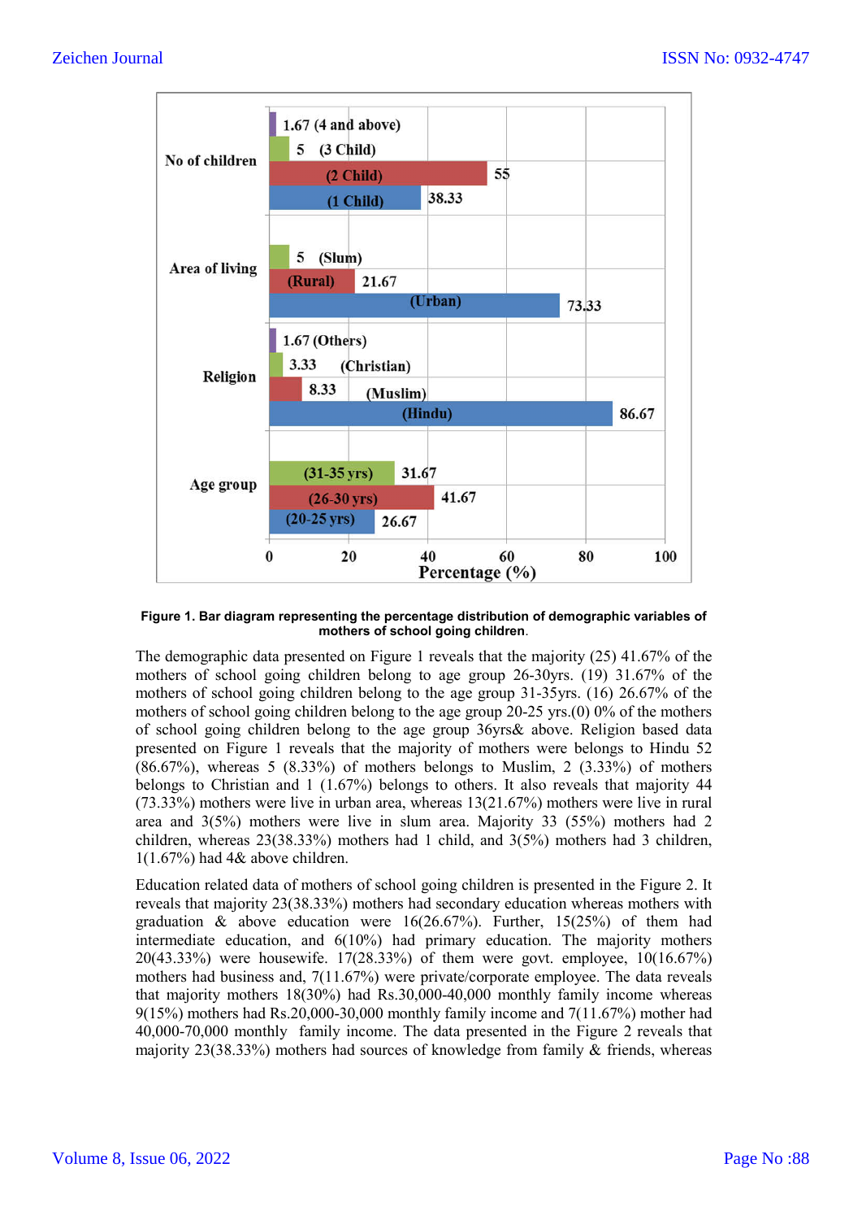No of children

1.67 (4 and above)

5 (3 Child)

(2 Child) 55

(1 Child) 38.33

Area of living

5 (Slum)

(Rural) 21.67

(Urban) 73.33

Religion

1.67 (Others)

3.33 (Christian)

8.33 (Muslim)

(Hindu) 86.67

Age group

(31-35 yrs) 31.67

(26-30 yrs) 41.67

(20-25 yrs) 26.67

0 20 40 60 80 100

Percentage (%)

**Figure 1. Bar diagram representing the percentage distribution of demographic variables of mothers of school going children.**

The demographic data presented on Figure 1 reveals that the majority (25) 41.67% of the mothers of school going children belong to age group 26-30yrs. (19) 31.67% of the mothers of school going children belong to the age group 31-35yrs. (16) 26.67% of the mothers of school going children belong to the age group 20-25 yrs.(0) 0% of the mothers of school going children belong to the age group 36yrs& above. Religion based data presented on Figure 1 reveals that the majority of mothers were belongs to Hindu 52 (86.67%), whereas 5 (8.33%) of mothers belongs to Muslim, 2 (3.33%) of mothers belongs to Christian and 1 (1.67%) belongs to others. It also reveals that majority 44 (73.33%) mothers were live in urban area, whereas 13(21.67%) mothers were live in rural area and 3(5%) mothers were live in slum area. Majority 33 (55%) mothers had 2 children, whereas 23(38.33%) mothers had 1 child, and 3(5%) mothers had 3 children, 1(1.67%) had 4& above children.

Education related data of mothers of school going children is presented in the Figure 2. It reveals that majority 23(38.33%) mothers had secondary education whereas mothers with graduation & above education were 16(26.67%). Further, 15(25%) of them had intermediate education, and 6(10%) had primary education. The majority mothers 20(43.33%) were housewife. 17(28.33%) of them were govt. employee, 10(16.67%) mothers had business and, 7(11.67%) were private/corporate employee. The data reveals that majority mothers 18(30%) had Rs.30,000-40,000 monthly family income whereas 9(15%) mothers had Rs.20,000-30,000 monthly family income and 7(11.67%) mother had 40,000-70,000 monthly family income. The data presented in the Figure 2 reveals that majority 23(38.33%) mothers had sources of knowledge from family & friends, whereas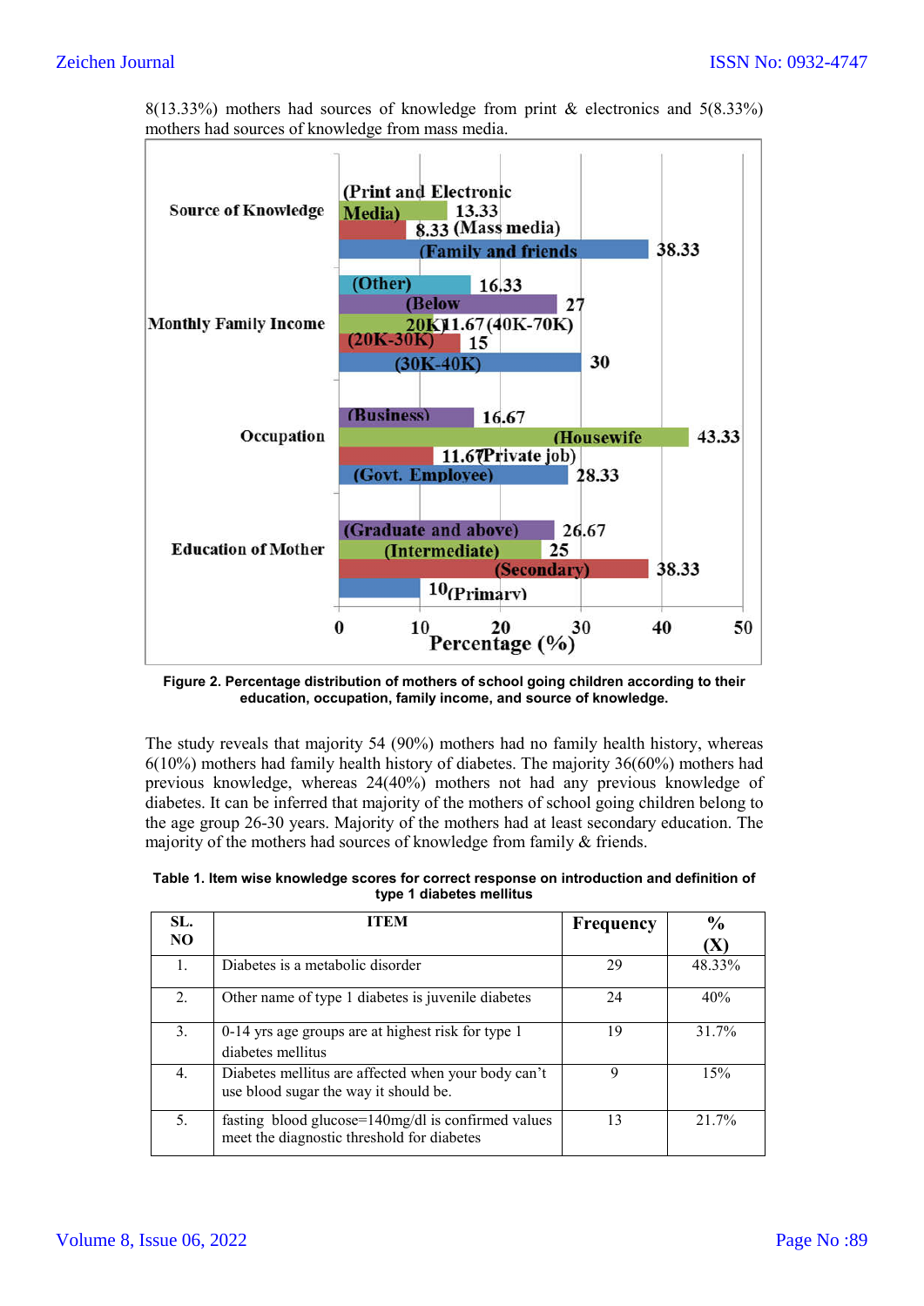8(13.33%) mothers had sources of knowledge from print & electronics and 5(8.33%) mothers had sources of knowledge from mass media.

Source of Knowledge
(Print and Electronic Media) 13.33
8.33 (Mass media)
(Family and friends) 38.33

Monthly Family Income
(Other) 16.33
(Below 20K) 27
11.67 (40K-70K)
(20K-30K) 15
(30K-40K) 30

Occupation
(Business) 16.67
(Housewife) 43.33
11.67 (Private job)
(Govt. Employee) 28.33

Education of Mother
(Graduate and above) 26.67
(Intermediate) 25
(Secondary) 38.33
10 (Primary)

0 10 20 30 40 50
Percentage (%)

**Figure 2. Percentage distribution of mothers of school going children according to their education, occupation, family income, and source of knowledge.**

The study reveals that majority 54 (90%) mothers had no family health history, whereas 6(10%) mothers had family health history of diabetes. The majority 36(60%) mothers had previous knowledge, whereas 24(40%) mothers not had any previous knowledge of diabetes. It can be inferred that majority of the mothers of school going children belong to the age group 26-30 years. Majority of the mothers had at least secondary education. The majority of the mothers had sources of knowledge from family & friends.

**Table 1. Item wise knowledge scores for correct response on introduction and definition of type 1 diabetes mellitus**

| SL. NO | ITEM | Frequency | % (X) |
|---|---|---|---|
| 1. | Diabetes is a metabolic disorder | 29 | 48.33% |
| 2. | Other name of type 1 diabetes is juvenile diabetes | 24 | 40% |
| 3. | 0-14 yrs age groups are at highest risk for type 1 diabetes mellitus | 19 | 31.7% |
| 4. | Diabetes mellitus are affected when your body can't use blood sugar the way it should be. | 9 | 15% |
| 5. | fasting blood glucose=140mg/dl is confirmed values meet the diagnostic threshold for diabetes | 13 | 21.7% |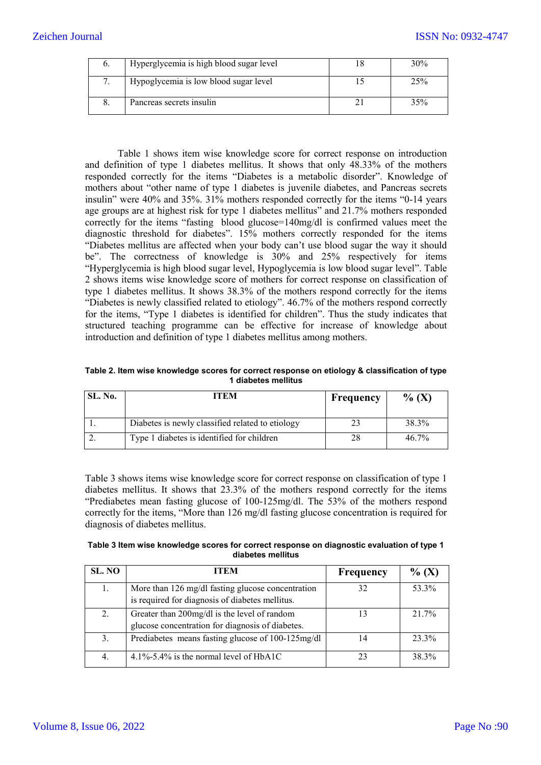| | | | |
|---|---|---|---|
| 6. | Hyperglycemia is high blood sugar level | 18 | 30% |
| 7. | Hypoglycemia is low blood sugar level | 15 | 25% |
| 8. | Pancreas secrets insulin | 21 | 35% |

Table 1 shows item wise knowledge score for correct response on introduction and definition of type 1 diabetes mellitus. It shows that only 48.33% of the mothers responded correctly for the items "Diabetes is a metabolic disorder". Knowledge of mothers about "other name of type 1 diabetes is juvenile diabetes, and Pancreas secrets insulin" were 40% and 35%. 31% mothers responded correctly for the items "0-14 years age groups are at highest risk for type 1 diabetes mellitus" and 21.7% mothers responded correctly for the items "fasting blood glucose=140mg/dl is confirmed values meet the diagnostic threshold for diabetes". 15% mothers correctly responded for the items "Diabetes mellitus are affected when your body can't use blood sugar the way it should be". The correctness of knowledge is 30% and 25% respectively for items "Hyperglycemia is high blood sugar level, Hypoglycemia is low blood sugar level". Table 2 shows items wise knowledge score of mothers for correct response on classification of type 1 diabetes mellitus. It shows 38.3% of the mothers respond correctly for the items "Diabetes is newly classified related to etiology". 46.7% of the mothers respond correctly for the items, "Type 1 diabetes is identified for children". Thus the study indicates that structured teaching programme can be effective for increase of knowledge about introduction and definition of type 1 diabetes mellitus among mothers.

**Table 2. Item wise knowledge scores for correct response on etiology & classification of type 1 diabetes mellitus**

| SL. No. | ITEM | Frequency | % (X) |
|---|---|---|---|
| 1. | Diabetes is newly classified related to etiology | 23 | 38.3% |
| 2. | Type 1 diabetes is identified for children | 28 | 46.7% |

Table 3 shows items wise knowledge score for correct response on classification of type 1 diabetes mellitus. It shows that 23.3% of the mothers respond correctly for the items "Prediabetes mean fasting glucose of 100-125mg/dl. The 53% of the mothers respond correctly for the items, "More than 126 mg/dl fasting glucose concentration is required for diagnosis of diabetes mellitus.

**Table 3 Item wise knowledge scores for correct response on diagnostic evaluation of type 1 diabetes mellitus**

| SL. NO | ITEM | Frequency | % (X) |
|---|---|---|---|
| 1. | More than 126 mg/dl fasting glucose concentration is required for diagnosis of diabetes mellitus. | 32 | 53.3% |
| 2. | Greater than 200mg/dl is the level of random glucose concentration for diagnosis of diabetes. | 13 | 21.7% |
| 3. | Prediabetes means fasting glucose of 100-125mg/dl | 14 | 23.3% |
| 4. | 4.1%-5.4% is the normal level of HbA1C | 23 | 38.3% |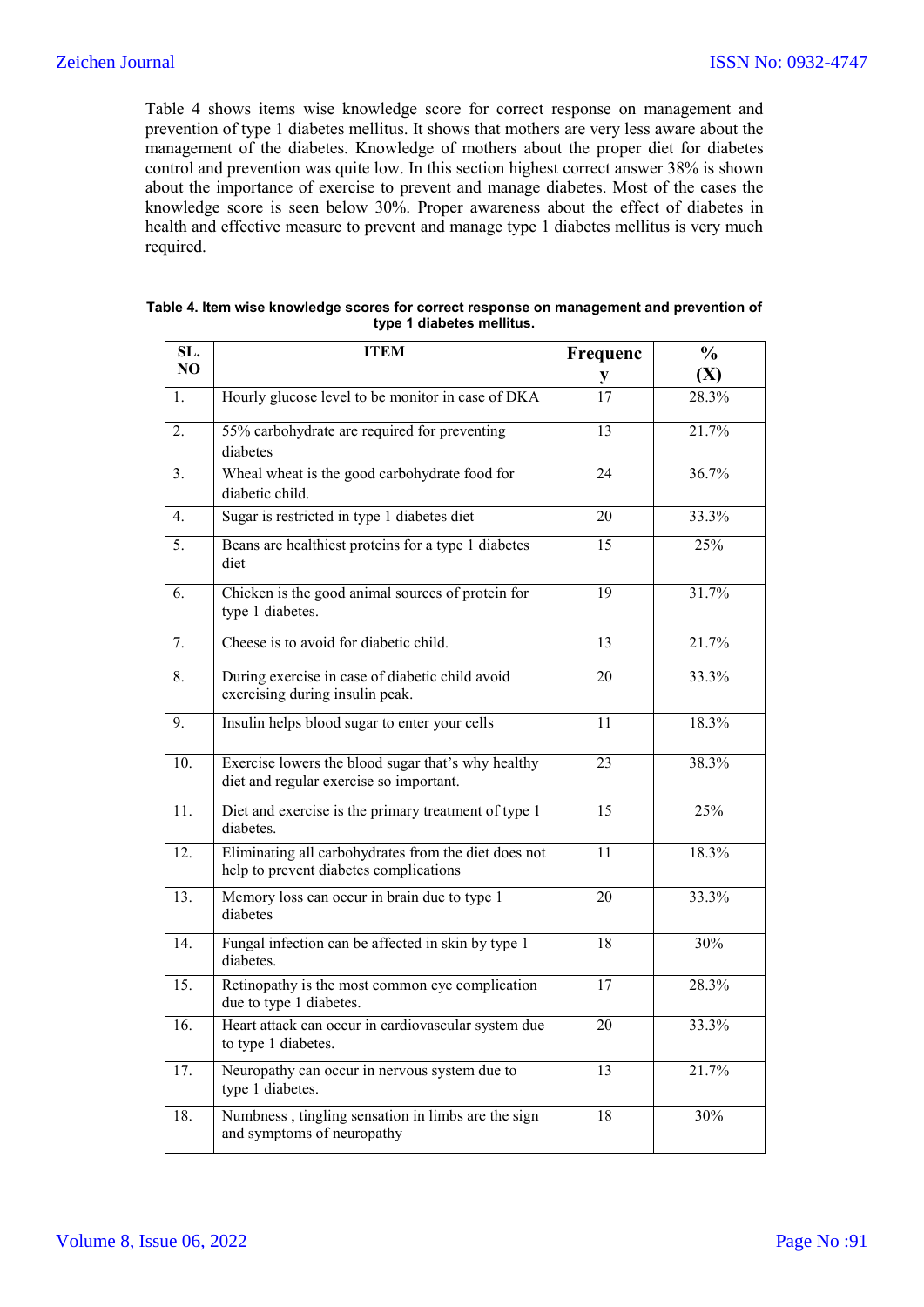Table 4 shows items wise knowledge score for correct response on management and prevention of type 1 diabetes mellitus. It shows that mothers are very less aware about the management of the diabetes. Knowledge of mothers about the proper diet for diabetes control and prevention was quite low. In this section highest correct answer 38% is shown about the importance of exercise to prevent and manage diabetes. Most of the cases the knowledge score is seen below 30%. Proper awareness about the effect of diabetes in health and effective measure to prevent and manage type 1 diabetes mellitus is very much required.

**Table 4. Item wise knowledge scores for correct response on management and prevention of type 1 diabetes mellitus.**

| SL. NO | ITEM | Frequency | % (X) |
|---|---|---|---|
| 1. | Hourly glucose level to be monitor in case of DKA | 17 | 28.3% |
| 2. | 55% carbohydrate are required for preventing diabetes | 13 | 21.7% |
| 3. | Wheal wheat is the good carbohydrate food for diabetic child. | 24 | 36.7% |
| 4. | Sugar is restricted in type 1 diabetes diet | 20 | 33.3% |
| 5. | Beans are healthiest proteins for a type 1 diabetes diet | 15 | 25% |
| 6. | Chicken is the good animal sources of protein for type 1 diabetes. | 19 | 31.7% |
| 7. | Cheese is to avoid for diabetic child. | 13 | 21.7% |
| 8. | During exercise in case of diabetic child avoid exercising during insulin peak. | 20 | 33.3% |
| 9. | Insulin helps blood sugar to enter your cells | 11 | 18.3% |
| 10. | Exercise lowers the blood sugar that's why healthy diet and regular exercise so important. | 23 | 38.3% |
| 11. | Diet and exercise is the primary treatment of type 1 diabetes. | 15 | 25% |
| 12. | Eliminating all carbohydrates from the diet does not help to prevent diabetes complications | 11 | 18.3% |
| 13. | Memory loss can occur in brain due to type 1 diabetes | 20 | 33.3% |
| 14. | Fungal infection can be affected in skin by type 1 diabetes. | 18 | 30% |
| 15. | Retinopathy is the most common eye complication due to type 1 diabetes. | 17 | 28.3% |
| 16. | Heart attack can occur in cardiovascular system due to type 1 diabetes. | 20 | 33.3% |
| 17. | Neuropathy can occur in nervous system due to type 1 diabetes. | 13 | 21.7% |
| 18. | Numbness , tingling sensation in limbs are the sign and symptoms of neuropathy | 18 | 30% |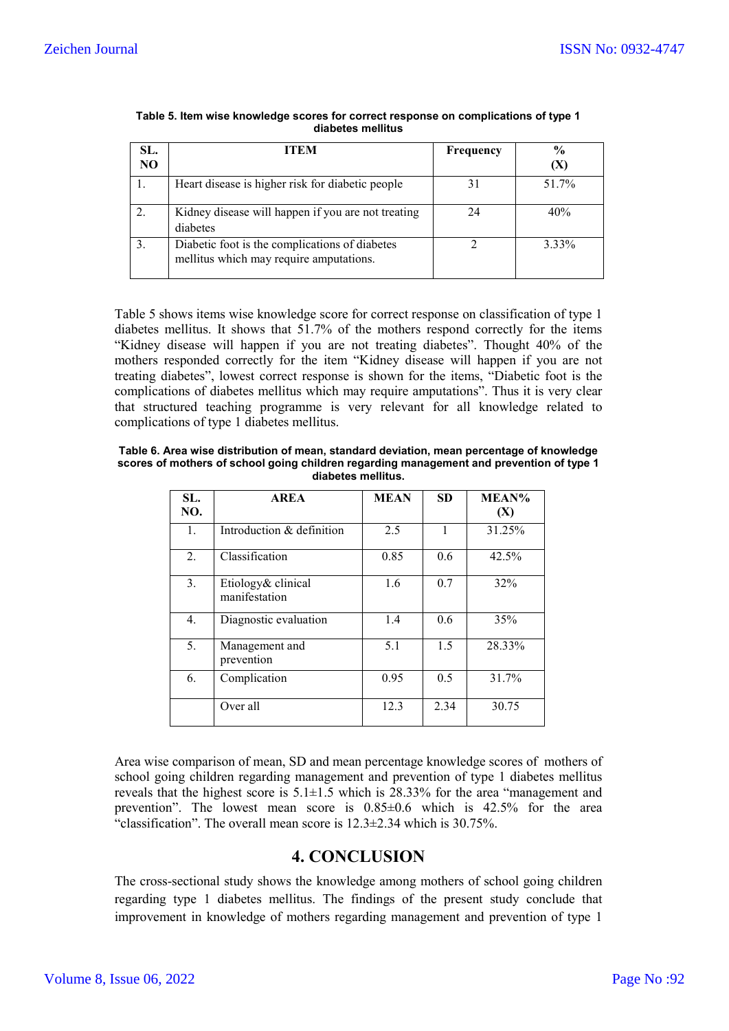**Table 5. Item wise knowledge scores for correct response on complications of type 1 diabetes mellitus**

| SL. NO | ITEM | Frequency | % (X) |
|---|---|---|---|
| 1. | Heart disease is higher risk for diabetic people | 31 | 51.7% |
| 2. | Kidney disease will happen if you are not treating diabetes | 24 | 40% |
| 3. | Diabetic foot is the complications of diabetes mellitus which may require amputations. | 2 | 3.33% |

Table 5 shows items wise knowledge score for correct response on classification of type 1 diabetes mellitus. It shows that 51.7% of the mothers respond correctly for the items "Kidney disease will happen if you are not treating diabetes". Thought 40% of the mothers responded correctly for the item "Kidney disease will happen if you are not treating diabetes", lowest correct response is shown for the items, "Diabetic foot is the complications of diabetes mellitus which may require amputations". Thus it is very clear that structured teaching programme is very relevant for all knowledge related to complications of type 1 diabetes mellitus.

**Table 6. Area wise distribution of mean, standard deviation, mean percentage of knowledge scores of mothers of school going children regarding management and prevention of type 1 diabetes mellitus.**

| SL. NO. | AREA | MEAN | SD | MEAN% (X) |
|---|---|---|---|---|
| 1. | Introduction & definition | 2.5 | 1 | 31.25% |
| 2. | Classification | 0.85 | 0.6 | 42.5% |
| 3. | Etiology& clinical manifestation | 1.6 | 0.7 | 32% |
| 4. | Diagnostic evaluation | 1.4 | 0.6 | 35% |
| 5. | Management and prevention | 5.1 | 1.5 | 28.33% |
| 6. | Complication | 0.95 | 0.5 | 31.7% |
| | Over all | 12.3 | 2.34 | 30.75 |

Area wise comparison of mean, SD and mean percentage knowledge scores of mothers of school going children regarding management and prevention of type 1 diabetes mellitus reveals that the highest score is 5.1±1.5 which is 28.33% for the area "management and prevention". The lowest mean score is 0.85±0.6 which is 42.5% for the area "classification". The overall mean score is 12.3±2.34 which is 30.75%.

## 4. CONCLUSION

The cross-sectional study shows the knowledge among mothers of school going children regarding type 1 diabetes mellitus. The findings of the present study conclude that improvement in knowledge of mothers regarding management and prevention of type 1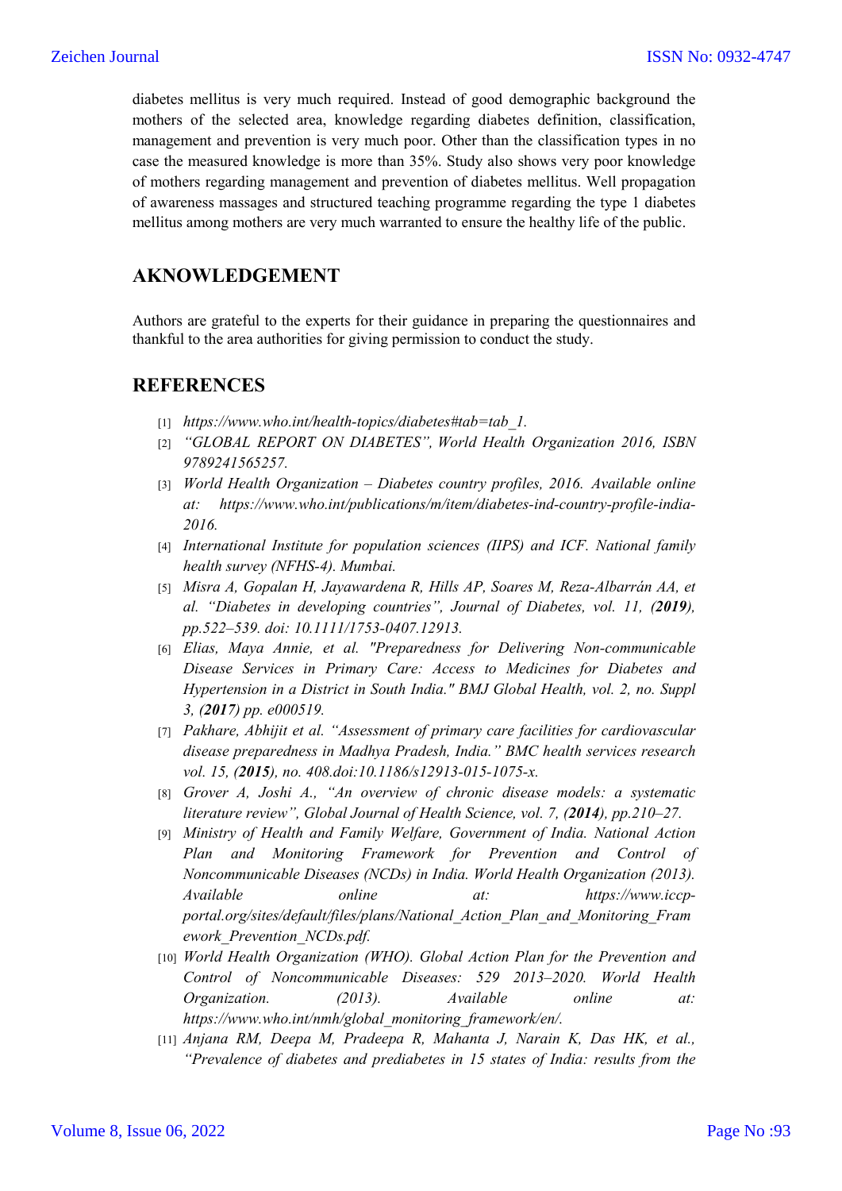diabetes mellitus is very much required. Instead of good demographic background the mothers of the selected area, knowledge regarding diabetes definition, classification, management and prevention is very much poor. Other than the classification types in no case the measured knowledge is more than 35%. Study also shows very poor knowledge of mothers regarding management and prevention of diabetes mellitus. Well propagation of awareness massages and structured teaching programme regarding the type 1 diabetes mellitus among mothers are very much warranted to ensure the healthy life of the public.

## AKNOWLEDGEMENT

Authors are grateful to the experts for their guidance in preparing the questionnaires and thankful to the area authorities for giving permission to conduct the study.

## REFERENCES

[1] *https://www.who.int/health-topics/diabetes#tab=tab_1.*

[2] *"GLOBAL REPORT ON DIABETES", World Health Organization 2016, ISBN 9789241565257.*

[3] *World Health Organization – Diabetes country profiles, 2016. Available online at: https://www.who.int/publications/m/item/diabetes-ind-country-profile-india-2016.*

[4] *International Institute for population sciences (IIPS) and ICF. National family health survey (NFHS-4). Mumbai.*

[5] *Misra A, Gopalan H, Jayawardena R, Hills AP, Soares M, Reza-Albarrán AA, et al. "Diabetes in developing countries", Journal of Diabetes, vol. 11, (**2019**), pp.522–539. doi: 10.1111/1753-0407.12913.*

[6] *Elias, Maya Annie, et al. "Preparedness for Delivering Non-communicable Disease Services in Primary Care: Access to Medicines for Diabetes and Hypertension in a District in South India." BMJ Global Health, vol. 2, no. Suppl 3, (**2017**) pp. e000519.*

[7] *Pakhare, Abhijit et al. "Assessment of primary care facilities for cardiovascular disease preparedness in Madhya Pradesh, India." BMC health services research vol. 15, (**2015**), no. 408.doi:10.1186/s12913-015-1075-x.*

[8] *Grover A, Joshi A., "An overview of chronic disease models: a systematic literature review", Global Journal of Health Science, vol. 7, (**2014**), pp.210–27.*

[9] *Ministry of Health and Family Welfare, Government of India. National Action Plan and Monitoring Framework for Prevention and Control of Noncommunicable Diseases (NCDs) in India. World Health Organization (2013). Available online at: https://www.iccp-portal.org/sites/default/files/plans/National_Action_Plan_and_Monitoring_Framework_Prevention_NCDs.pdf.*

[10] *World Health Organization (WHO). Global Action Plan for the Prevention and Control of Noncommunicable Diseases: 529 2013–2020. World Health Organization. (2013). Available online at: https://www.who.int/nmh/global_monitoring_framework/en/.*

[11] *Anjana RM, Deepa M, Pradeepa R, Mahanta J, Narain K, Das HK, et al., "Prevalence of diabetes and prediabetes in 15 states of India: results from the*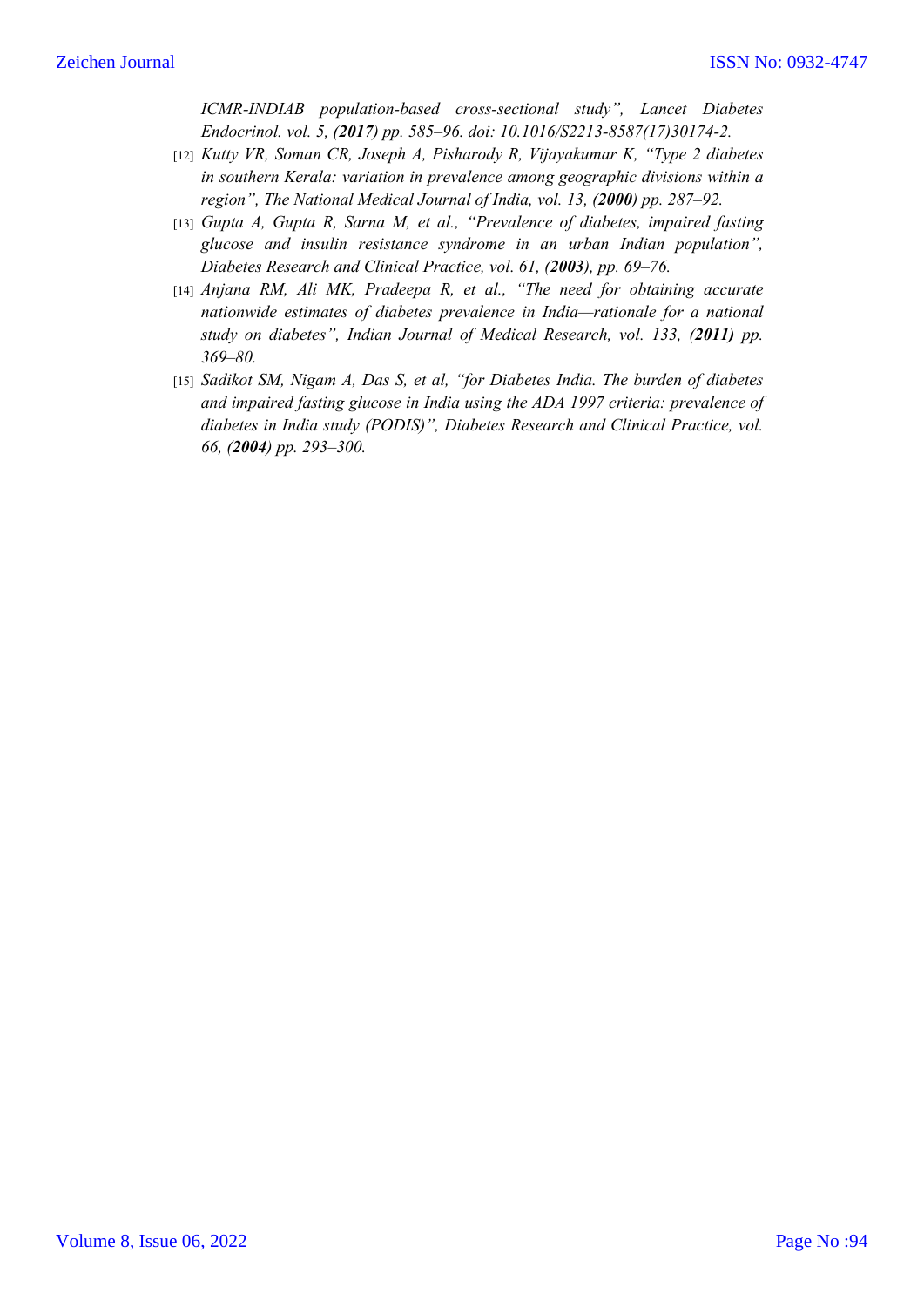*ICMR-INDIAB population-based cross-sectional study", Lancet Diabetes Endocrinol. vol. 5, (**2017**) pp. 585–96. doi: 10.1016/S2213-8587(17)30174-2.*

[12] *Kutty VR, Soman CR, Joseph A, Pisharody R, Vijayakumar K, "Type 2 diabetes in southern Kerala: variation in prevalence among geographic divisions within a region", The National Medical Journal of India, vol. 13, (**2000**) pp. 287–92.*

[13] *Gupta A, Gupta R, Sarna M, et al., "Prevalence of diabetes, impaired fasting glucose and insulin resistance syndrome in an urban Indian population", Diabetes Research and Clinical Practice, vol. 61, (**2003**), pp. 69–76.*

[14] *Anjana RM, Ali MK, Pradeepa R, et al., "The need for obtaining accurate nationwide estimates of diabetes prevalence in India—rationale for a national study on diabetes", Indian Journal of Medical Research, vol. 133, (**2011**) pp. 369–80.*

[15] *Sadikot SM, Nigam A, Das S, et al, "for Diabetes India. The burden of diabetes and impaired fasting glucose in India using the ADA 1997 criteria: prevalence of diabetes in India study (PODIS)", Diabetes Research and Clinical Practice, vol. 66, (**2004**) pp. 293–300.*